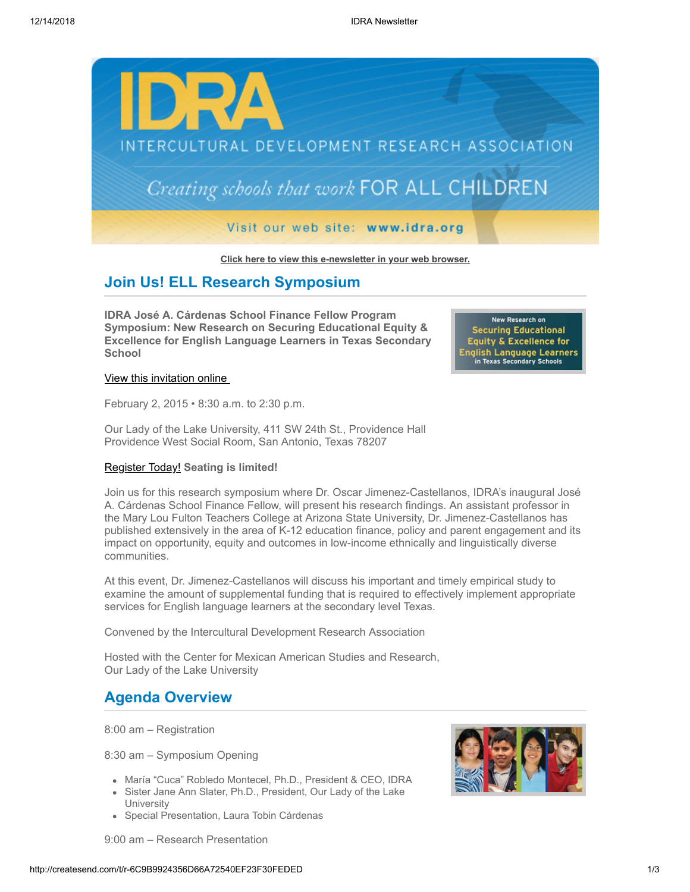IDRA

INTERCULTURAL DEVELOPMENT RESEARCH ASSOCIATION

*Creating schools that work* FOR ALL CHILDREN

Visit our web site: **www.idra.org**

**Click here to view this e-newsletter in your web browser.**

## Join Us! ELL Research Symposium

**IDRA José A. Cárdenas School Finance Fellow Program Symposium: New Research on Securing Educational Equity & Excellence for English Language Learners in Texas Secondary School**

New Research on Securing Educational Equity & Excellence for English Language Learners in Texas Secondary Schools

View this invitation online

February 2, 2015 • 8:30 a.m. to 2:30 p.m.

Our Lady of the Lake University, 411 SW 24th St., Providence Hall
Providence West Social Room, San Antonio, Texas 78207

Register Today! **Seating is limited!**

Join us for this research symposium where Dr. Oscar Jimenez-Castellanos, IDRA's inaugural José A. Cárdenas School Finance Fellow, will present his research findings. An assistant professor in the Mary Lou Fulton Teachers College at Arizona State University, Dr. Jimenez-Castellanos has published extensively in the area of K-12 education finance, policy and parent engagement and its impact on opportunity, equity and outcomes in low-income ethnically and linguistically diverse communities.

At this event, Dr. Jimenez-Castellanos will discuss his important and timely empirical study to examine the amount of supplemental funding that is required to effectively implement appropriate services for English language learners at the secondary level Texas.

Convened by the Intercultural Development Research Association

Hosted with the Center for Mexican American Studies and Research,
Our Lady of the Lake University

## Agenda Overview

8:00 am – Registration

8:30 am – Symposium Opening

- María "Cuca" Robledo Montecel, Ph.D., President & CEO, IDRA
- Sister Jane Ann Slater, Ph.D., President, Our Lady of the Lake University
- Special Presentation, Laura Tobin Cárdenas

9:00 am – Research Presentation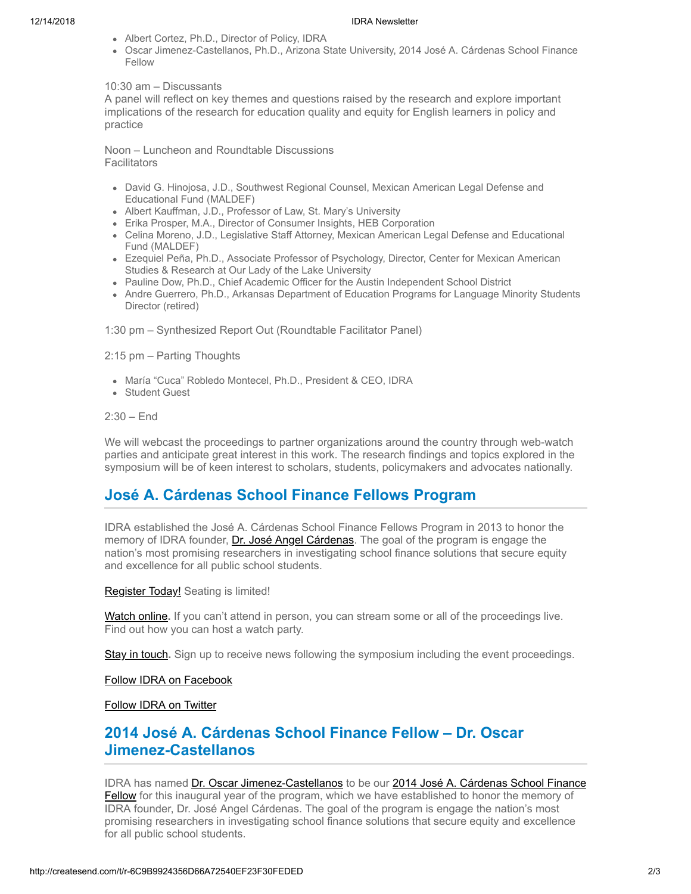- Albert Cortez, Ph.D., Director of Policy, IDRA
- Oscar Jimenez-Castellanos, Ph.D., Arizona State University, 2014 José A. Cárdenas School Finance Fellow

10:30 am – Discussants
A panel will reflect on key themes and questions raised by the research and explore important implications of the research for education quality and equity for English learners in policy and practice

Noon – Luncheon and Roundtable Discussions
Facilitators

- David G. Hinojosa, J.D., Southwest Regional Counsel, Mexican American Legal Defense and Educational Fund (MALDEF)
- Albert Kauffman, J.D., Professor of Law, St. Mary's University
- Erika Prosper, M.A., Director of Consumer Insights, HEB Corporation
- Celina Moreno, J.D., Legislative Staff Attorney, Mexican American Legal Defense and Educational Fund (MALDEF)
- Ezequiel Peña, Ph.D., Associate Professor of Psychology, Director, Center for Mexican American Studies & Research at Our Lady of the Lake University
- Pauline Dow, Ph.D., Chief Academic Officer for the Austin Independent School District
- Andre Guerrero, Ph.D., Arkansas Department of Education Programs for Language Minority Students Director (retired)

1:30 pm – Synthesized Report Out (Roundtable Facilitator Panel)

2:15 pm – Parting Thoughts

- María "Cuca" Robledo Montecel, Ph.D., President & CEO, IDRA
- Student Guest

2:30 – End

We will webcast the proceedings to partner organizations around the country through web-watch parties and anticipate great interest in this work. The research findings and topics explored in the symposium will be of keen interest to scholars, students, policymakers and advocates nationally.

## José A. Cárdenas School Finance Fellows Program

IDRA established the José A. Cárdenas School Finance Fellows Program in 2013 to honor the memory of IDRA founder, Dr. José Angel Cárdenas. The goal of the program is engage the nation's most promising researchers in investigating school finance solutions that secure equity and excellence for all public school students.

Register Today! Seating is limited!

Watch online. If you can't attend in person, you can stream some or all of the proceedings live. Find out how you can host a watch party.

Stay in touch. Sign up to receive news following the symposium including the event proceedings.

Follow IDRA on Facebook

Follow IDRA on Twitter

## 2014 José A. Cárdenas School Finance Fellow – Dr. Oscar Jimenez-Castellanos

IDRA has named Dr. Oscar Jimenez-Castellanos to be our 2014 José A. Cárdenas School Finance Fellow for this inaugural year of the program, which we have established to honor the memory of IDRA founder, Dr. José Angel Cárdenas. The goal of the program is engage the nation's most promising researchers in investigating school finance solutions that secure equity and excellence for all public school students.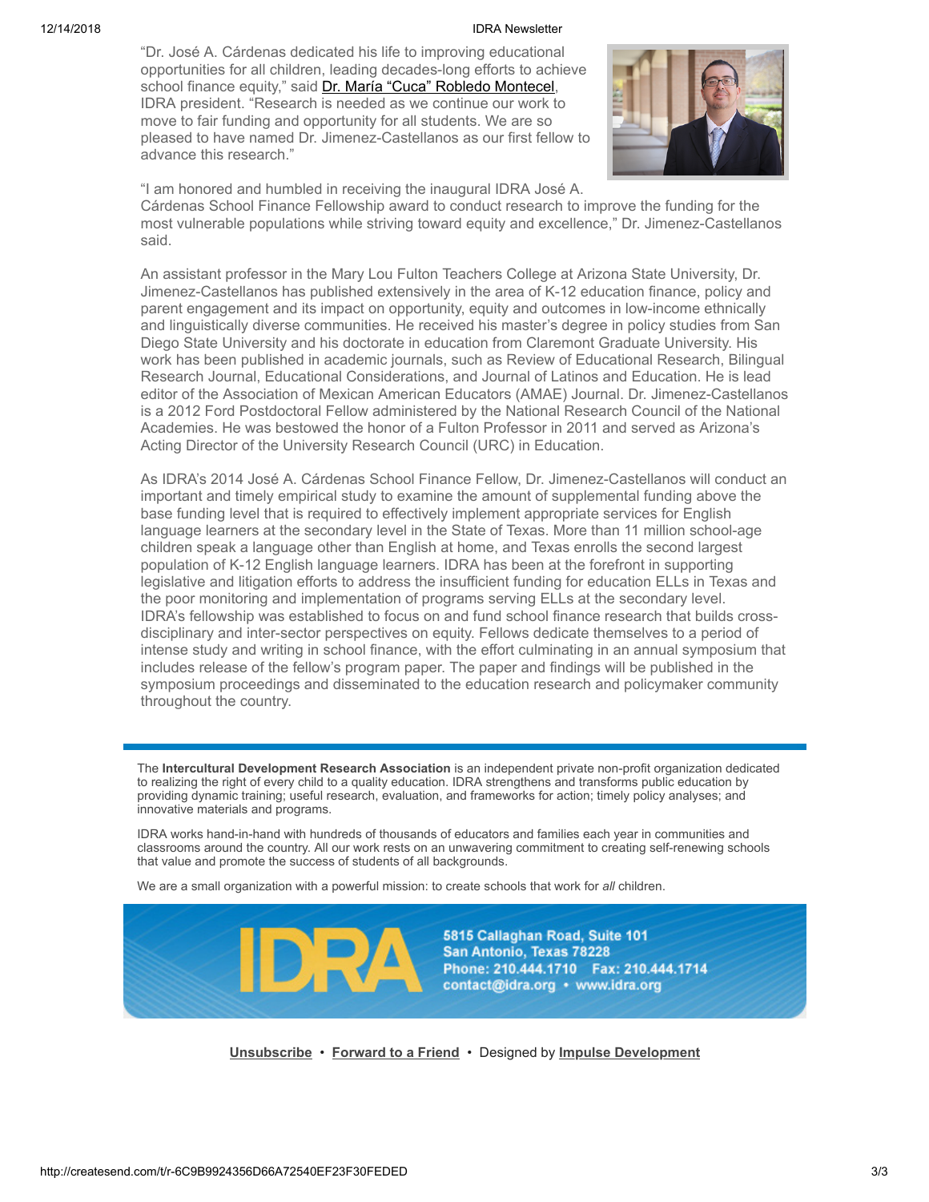"Dr. José A. Cárdenas dedicated his life to improving educational opportunities for all children, leading decades-long efforts to achieve school finance equity," said Dr. María "Cuca" Robledo Montecel, IDRA president. "Research is needed as we continue our work to move to fair funding and opportunity for all students. We are so pleased to have named Dr. Jimenez-Castellanos as our first fellow to advance this research."

"I am honored and humbled in receiving the inaugural IDRA José A. Cárdenas School Finance Fellowship award to conduct research to improve the funding for the most vulnerable populations while striving toward equity and excellence," Dr. Jimenez-Castellanos said.

An assistant professor in the Mary Lou Fulton Teachers College at Arizona State University, Dr. Jimenez-Castellanos has published extensively in the area of K-12 education finance, policy and parent engagement and its impact on opportunity, equity and outcomes in low-income ethnically and linguistically diverse communities. He received his master's degree in policy studies from San Diego State University and his doctorate in education from Claremont Graduate University. His work has been published in academic journals, such as Review of Educational Research, Bilingual Research Journal, Educational Considerations, and Journal of Latinos and Education. He is lead editor of the Association of Mexican American Educators (AMAE) Journal. Dr. Jimenez-Castellanos is a 2012 Ford Postdoctoral Fellow administered by the National Research Council of the National Academies. He was bestowed the honor of a Fulton Professor in 2011 and served as Arizona's Acting Director of the University Research Council (URC) in Education.

As IDRA's 2014 José A. Cárdenas School Finance Fellow, Dr. Jimenez-Castellanos will conduct an important and timely empirical study to examine the amount of supplemental funding above the base funding level that is required to effectively implement appropriate services for English language learners at the secondary level in the State of Texas. More than 11 million school-age children speak a language other than English at home, and Texas enrolls the second largest population of K-12 English language learners. IDRA has been at the forefront in supporting legislative and litigation efforts to address the insufficient funding for education ELLs in Texas and the poor monitoring and implementation of programs serving ELLs at the secondary level. IDRA's fellowship was established to focus on and fund school finance research that builds cross-disciplinary and inter-sector perspectives on equity. Fellows dedicate themselves to a period of intense study and writing in school finance, with the effort culminating in an annual symposium that includes release of the fellow's program paper. The paper and findings will be published in the symposium proceedings and disseminated to the education research and policymaker community throughout the country.

---

The **Intercultural Development Research Association** is an independent private non-profit organization dedicated to realizing the right of every child to a quality education. IDRA strengthens and transforms public education by providing dynamic training; useful research, evaluation, and frameworks for action; timely policy analyses; and innovative materials and programs.

IDRA works hand-in-hand with hundreds of thousands of educators and families each year in communities and classrooms around the country. All our work rests on an unwavering commitment to creating self-renewing schools that value and promote the success of students of all backgrounds.

We are a small organization with a powerful mission: to create schools that work for *all* children.

IDRA

5815 Callaghan Road, Suite 101
San Antonio, Texas 78228
Phone: 210.444.1710 Fax: 210.444.1714
contact@idra.org • www.idra.org

Unsubscribe • Forward to a Friend • Designed by Impulse Development